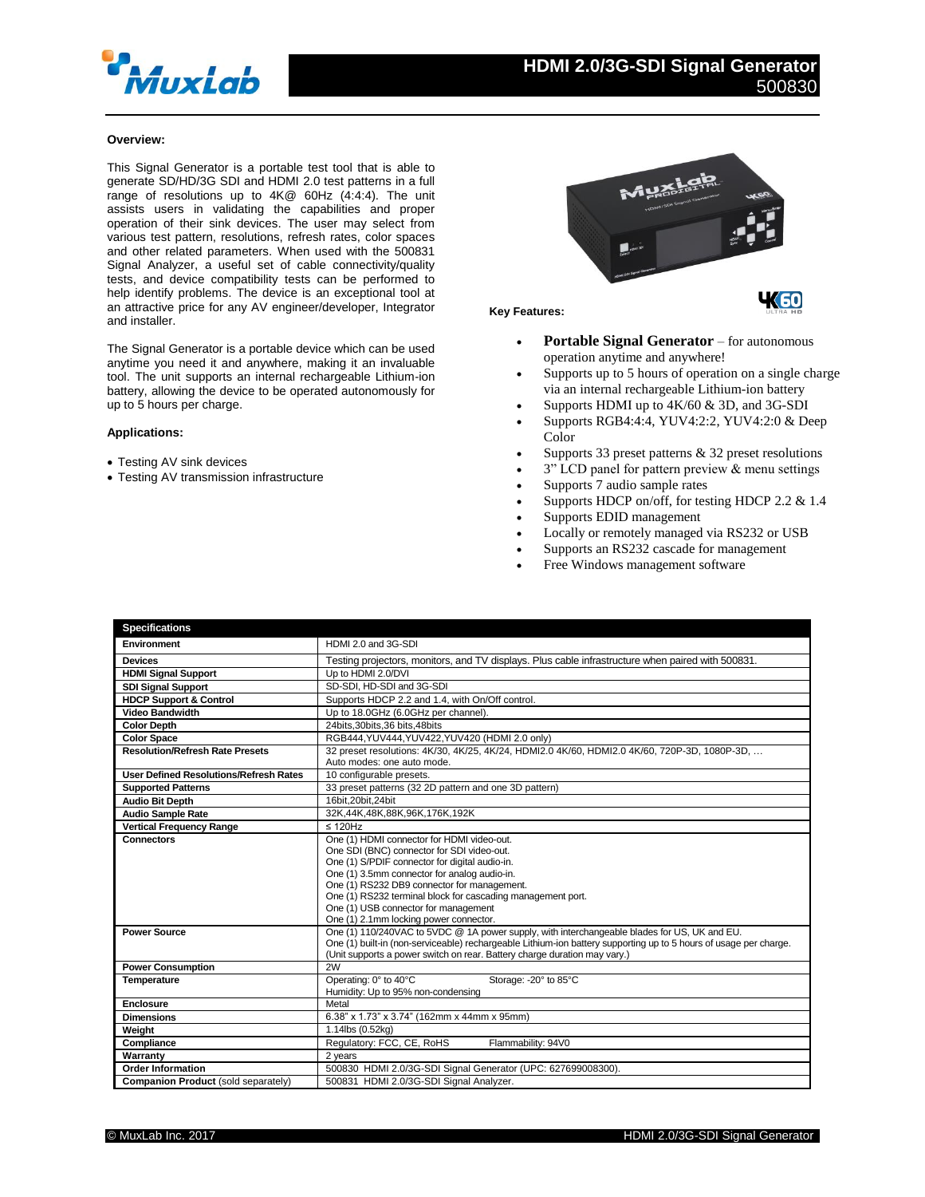# HDMI 2.0/3G-SDI Signal Generator

500830

### Overview:

This Signal Generator is a portable test tool that is able to generate SD/HD/3G SDI and HDMI 2.0 test patterns in a full range of resolutions up to 4K@ 60Hz (4:4:4). The unit assists users in validating the capabilities and proper operation of their sink devices. The user may select from various test pattern, resolutions, refresh rates, color spaces and other related parameters. When used with the 500831 Signal Analyzer, a useful set of cable connectivity/quality tests, and device compatibility tests can be performed to help identify problems. The device is an exceptional tool at an attractive price for any AV engineer/developer, Integrator and installer.

The Signal Generator is a portable device which can be used anytime you need it and anywhere, making it an invaluable tool. The unit supports an internal rechargeable Lithium-ion battery, allowing the device to be operated autonomously for up to 5 hours per charge.

### Applications:

- Testing AV sink devices
- Testing AV transmission infrastructure

### Key Features:

- **Portable Signal Generator** – for autonomous operation anytime and anywhere!
- Supports up to 5 hours of operation on a single charge via an internal rechargeable Lithium-ion battery
- Supports HDMI up to 4K/60 & 3D, and 3G-SDI
- Supports RGB4:4:4, YUV4:2:2, YUV4:2:0 & Deep Color
- Supports 33 preset patterns & 32 preset resolutions
- 3" LCD panel for pattern preview & menu settings
- Supports 7 audio sample rates
- Supports HDCP on/off, for testing HDCP 2.2 & 1.4
- Supports EDID management
- Locally or remotely managed via RS232 or USB
- Supports an RS232 cascade for management
- Free Windows management software

| Specifications | |
|---|---|
| **Environment** | HDMI 2.0 and 3G-SDI |
| **Devices** | Testing projectors, monitors, and TV displays. Plus cable infrastructure when paired with 500831. |
| **HDMI Signal Support** | Up to HDMI 2.0/DVI |
| **SDI Signal Support** | SD-SDI, HD-SDI and 3G-SDI |
| **HDCP Support & Control** | Supports HDCP 2.2 and 1.4, with On/Off control. |
| **Video Bandwidth** | Up to 18.0GHz (6.0GHz per channel). |
| **Color Depth** | 24bits,30bits,36 bits,48bits |
| **Color Space** | RGB444,YUV444,YUV422,YUV420 (HDMI 2.0 only) |
| **Resolution/Refresh Rate Presets** | 32 preset resolutions: 4K/30, 4K/25, 4K/24, HDMI2.0 4K/60, HDMI2.0 4K/60, 720P-3D, 1080P-3D, … Auto modes: one auto mode. |
| **User Defined Resolutions/Refresh Rates** | 10 configurable presets. |
| **Supported Patterns** | 33 preset patterns (32 2D pattern and one 3D pattern) |
| **Audio Bit Depth** | 16bit,20bit,24bit |
| **Audio Sample Rate** | 32K,44K,48K,88K,96K,176K,192K |
| **Vertical Frequency Range** | ≤ 120Hz |
| **Connectors** | One (1) HDMI connector for HDMI video-out.<br>One SDI (BNC) connector for SDI video-out.<br>One (1) S/PDIF connector for digital audio-in.<br>One (1) 3.5mm connector for analog audio-in.<br>One (1) RS232 DB9 connector for management.<br>One (1) RS232 terminal block for cascading management port.<br>One (1) USB connector for management<br>One (1) 2.1mm locking power connector. |
| **Power Source** | One (1) 110/240VAC to 5VDC @ 1A power supply, with interchangeable blades for US, UK and EU.<br>One (1) built-in (non-serviceable) rechargeable Lithium-ion battery supporting up to 5 hours of usage per charge.<br>(Unit supports a power switch on rear. Battery charge duration may vary.) |
| **Power Consumption** | 2W |
| **Temperature** | Operating: 0° to 40°C Storage: -20° to 85°C<br>Humidity: Up to 95% non-condensing |
| **Enclosure** | Metal |
| **Dimensions** | 6.38" x 1.73" x 3.74" (162mm x 44mm x 95mm) |
| **Weight** | 1.14lbs (0.52kg) |
| **Compliance** | Regulatory: FCC, CE, RoHS Flammability: 94V0 |
| **Warranty** | 2 years |
| **Order Information** | 500830 HDMI 2.0/3G-SDI Signal Generator (UPC: 627699008300). |
| **Companion Product** (sold separately) | 500831 HDMI 2.0/3G-SDI Signal Analyzer. |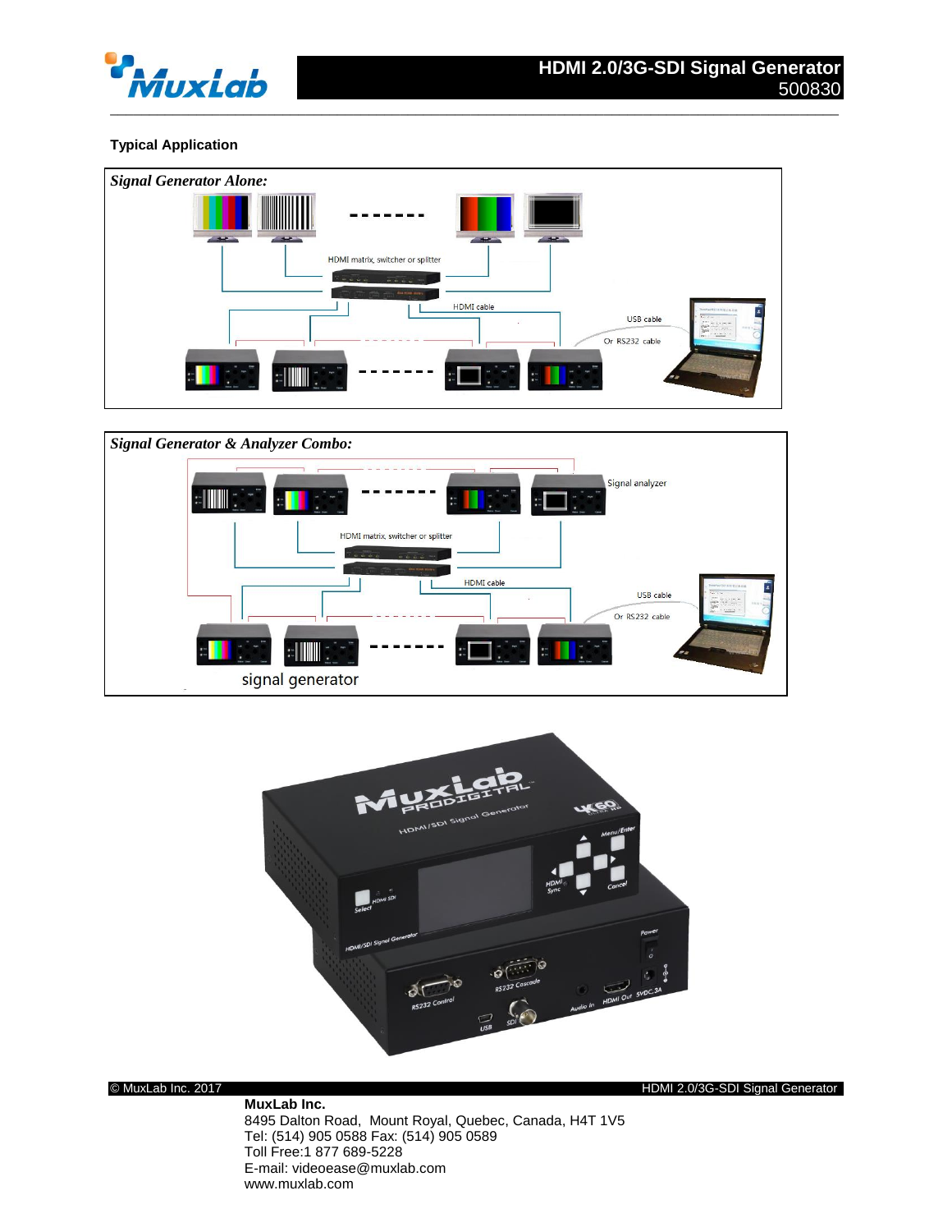## Typical Application

***Signal Generator Alone:***

HDMI matrix, switcher or splitter

HDMI cable

USB cable

Or RS232 cable

***Signal Generator & Analyzer Combo:***

Signal analyzer

HDMI matrix, switcher or splitter

HDMI cable

USB cable

Or RS232 cable

signal generator

**MuxLab Inc.**
8495 Dalton Road, Mount Royal, Quebec, Canada, H4T 1V5
Tel: (514) 905 0588 Fax: (514) 905 0589
Toll Free:1 877 689-5228
E-mail: videoease@muxlab.com
www.muxlab.com